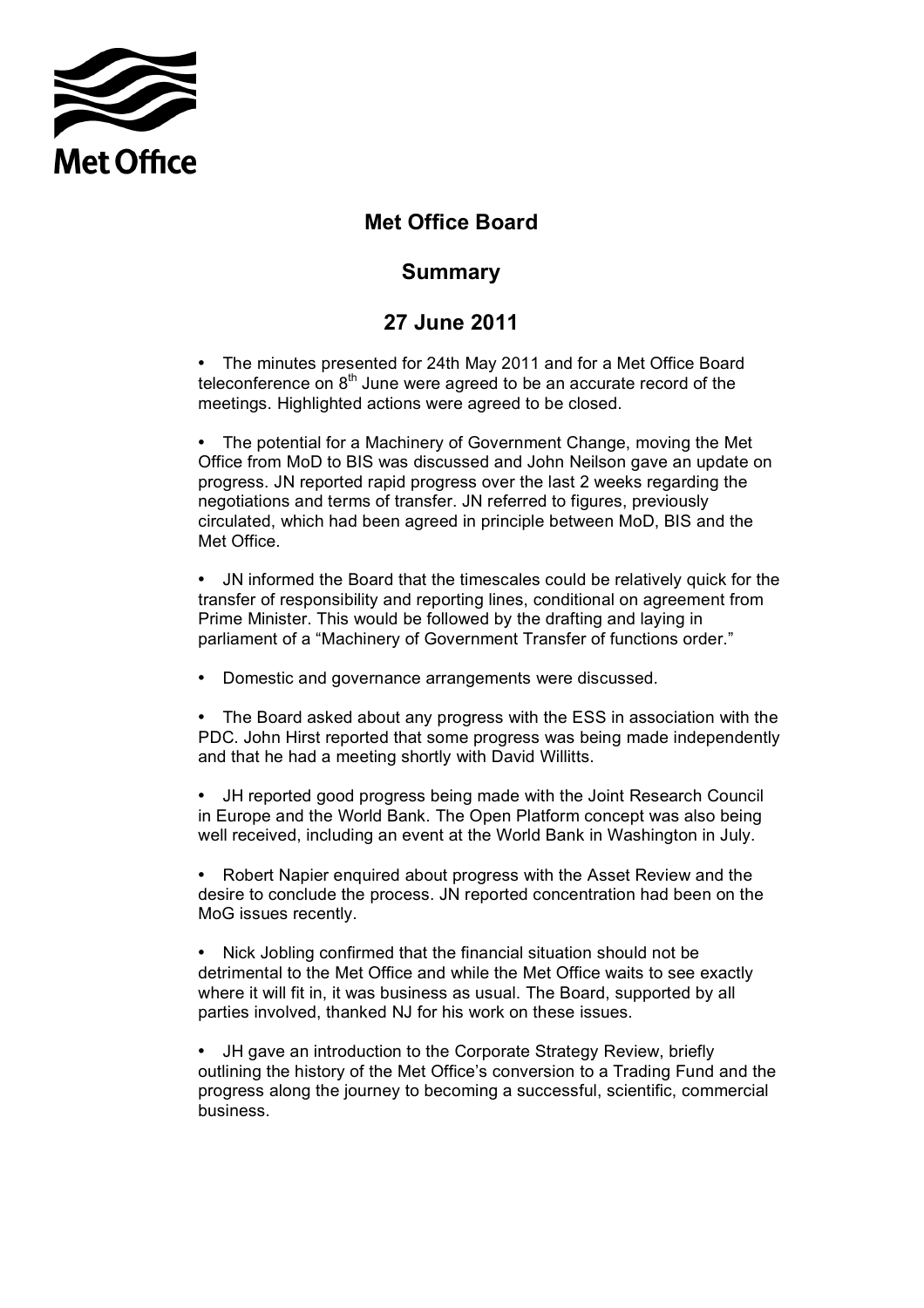Met Office

# Met Office Board

## Summary

## 27 June 2011

- The minutes presented for 24th May 2011 and for a Met Office Board teleconference on 8th June were agreed to be an accurate record of the meetings. Highlighted actions were agreed to be closed.

- The potential for a Machinery of Government Change, moving the Met Office from MoD to BIS was discussed and John Neilson gave an update on progress. JN reported rapid progress over the last 2 weeks regarding the negotiations and terms of transfer. JN referred to figures, previously circulated, which had been agreed in principle between MoD, BIS and the Met Office.

- JN informed the Board that the timescales could be relatively quick for the transfer of responsibility and reporting lines, conditional on agreement from Prime Minister. This would be followed by the drafting and laying in parliament of a "Machinery of Government Transfer of functions order."

- Domestic and governance arrangements were discussed.

- The Board asked about any progress with the ESS in association with the PDC. John Hirst reported that some progress was being made independently and that he had a meeting shortly with David Willitts.

- JH reported good progress being made with the Joint Research Council in Europe and the World Bank. The Open Platform concept was also being well received, including an event at the World Bank in Washington in July.

- Robert Napier enquired about progress with the Asset Review and the desire to conclude the process. JN reported concentration had been on the MoG issues recently.

- Nick Jobling confirmed that the financial situation should not be detrimental to the Met Office and while the Met Office waits to see exactly where it will fit in, it was business as usual. The Board, supported by all parties involved, thanked NJ for his work on these issues.

- JH gave an introduction to the Corporate Strategy Review, briefly outlining the history of the Met Office's conversion to a Trading Fund and the progress along the journey to becoming a successful, scientific, commercial business.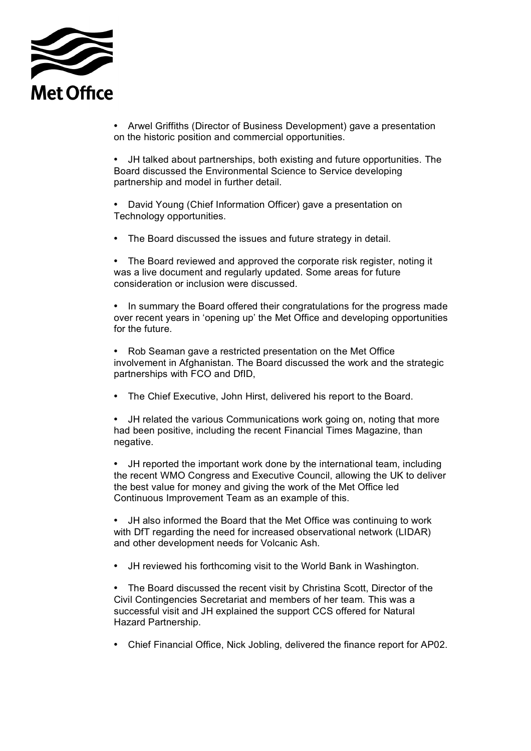- Arwel Griffiths (Director of Business Development) gave a presentation on the historic position and commercial opportunities.

- JH talked about partnerships, both existing and future opportunities. The Board discussed the Environmental Science to Service developing partnership and model in further detail.

- David Young (Chief Information Officer) gave a presentation on Technology opportunities.

- The Board discussed the issues and future strategy in detail.

- The Board reviewed and approved the corporate risk register, noting it was a live document and regularly updated. Some areas for future consideration or inclusion were discussed.

- In summary the Board offered their congratulations for the progress made over recent years in 'opening up' the Met Office and developing opportunities for the future.

- Rob Seaman gave a restricted presentation on the Met Office involvement in Afghanistan. The Board discussed the work and the strategic partnerships with FCO and DfID,

- The Chief Executive, John Hirst, delivered his report to the Board.

- JH related the various Communications work going on, noting that more had been positive, including the recent Financial Times Magazine, than negative.

- JH reported the important work done by the international team, including the recent WMO Congress and Executive Council, allowing the UK to deliver the best value for money and giving the work of the Met Office led Continuous Improvement Team as an example of this.

- JH also informed the Board that the Met Office was continuing to work with DfT regarding the need for increased observational network (LIDAR) and other development needs for Volcanic Ash.

- JH reviewed his forthcoming visit to the World Bank in Washington.

- The Board discussed the recent visit by Christina Scott, Director of the Civil Contingencies Secretariat and members of her team. This was a successful visit and JH explained the support CCS offered for Natural Hazard Partnership.

- Chief Financial Office, Nick Jobling, delivered the finance report for AP02.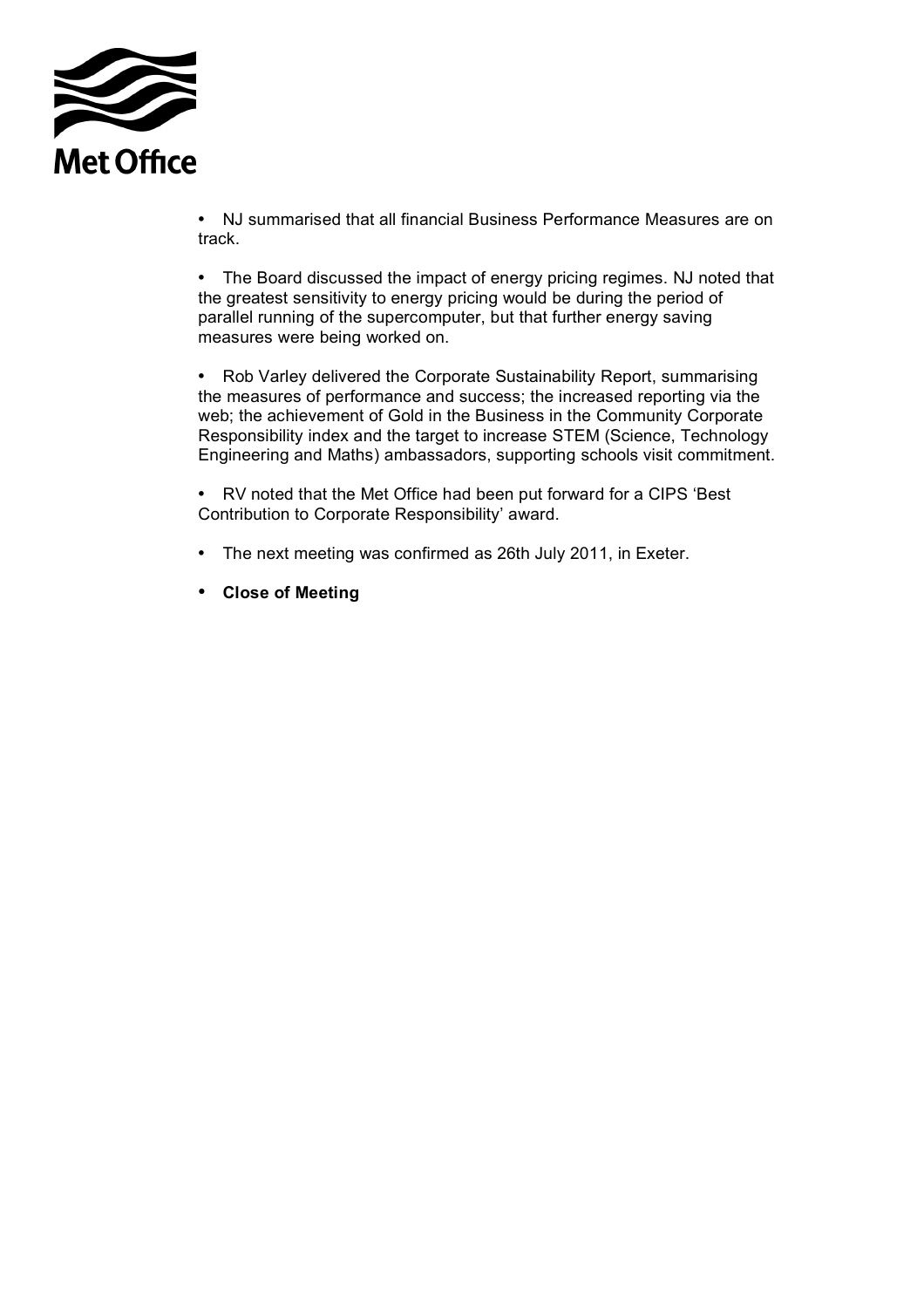- NJ summarised that all financial Business Performance Measures are on track.

- The Board discussed the impact of energy pricing regimes. NJ noted that the greatest sensitivity to energy pricing would be during the period of parallel running of the supercomputer, but that further energy saving measures were being worked on.

- Rob Varley delivered the Corporate Sustainability Report, summarising the measures of performance and success; the increased reporting via the web; the achievement of Gold in the Business in the Community Corporate Responsibility index and the target to increase STEM (Science, Technology Engineering and Maths) ambassadors, supporting schools visit commitment.

- RV noted that the Met Office had been put forward for a CIPS 'Best Contribution to Corporate Responsibility' award.

- The next meeting was confirmed as 26th July 2011, in Exeter.

- **Close of Meeting**